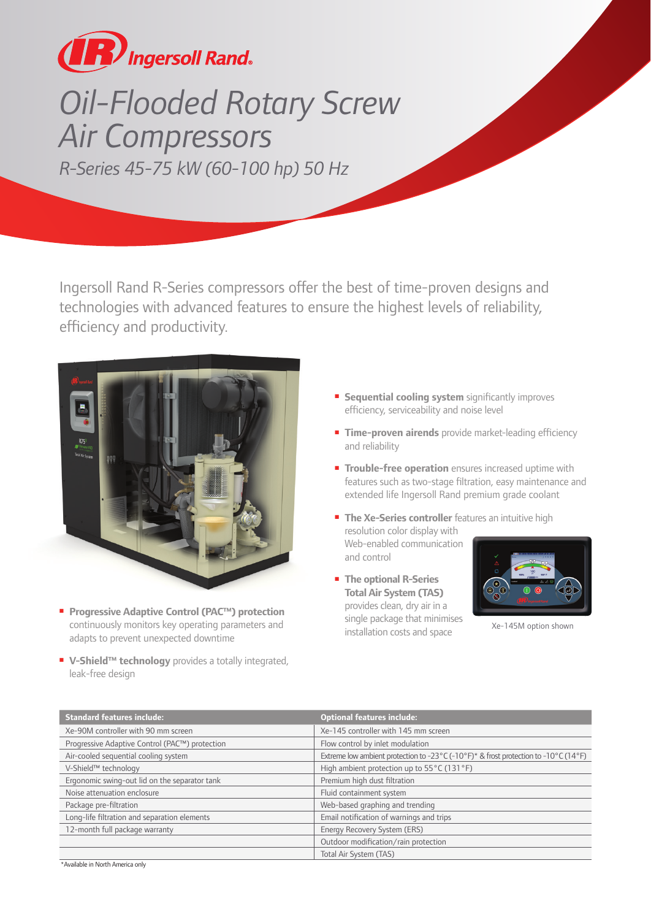Ingersoll Rand

# Oil-Flooded Rotary Screw Air Compressors

## R-Series 45-75 kW (60-100 hp) 50 Hz

Ingersoll Rand R-Series compressors offer the best of time-proven designs and technologies with advanced features to ensure the highest levels of reliability, efficiency and productivity.

- **Progressive Adaptive Control (PAC™) protection** continuously monitors key operating parameters and adapts to prevent unexpected downtime
- **V-Shield™ technology** provides a totally integrated, leak-free design
- **Sequential cooling system** significantly improves efficiency, serviceability and noise level
- **Time-proven airends** provide market-leading efficiency and reliability
- **Trouble-free operation** ensures increased uptime with features such as two-stage filtration, easy maintenance and extended life Ingersoll Rand premium grade coolant
- **The Xe-Series controller** features an intuitive high resolution color display with Web-enabled communication and control
- **The optional R-Series Total Air System (TAS)** provides clean, dry air in a single package that minimises installation costs and space

Xe-145M option shown

| Standard features include: | Optional features include: |
|---|---|
| Xe-90M controller with 90 mm screen | Xe-145 controller with 145 mm screen |
| Progressive Adaptive Control (PAC™) protection | Flow control by inlet modulation |
| Air-cooled sequential cooling system | Extreme low ambient protection to -23 °C (-10 °F)* & frost protection to -10 °C (14 °F) |
| V-Shield™ technology | High ambient protection up to 55 °C (131 °F) |
| Ergonomic swing-out lid on the separator tank | Premium high dust filtration |
| Noise attenuation enclosure | Fluid containment system |
| Package pre-filtration | Web-based graphing and trending |
| Long-life filtration and separation elements | Email notification of warnings and trips |
| 12-month full package warranty | Energy Recovery System (ERS) |
| | Outdoor modification/rain protection |
| | Total Air System (TAS) |

*Available in North America only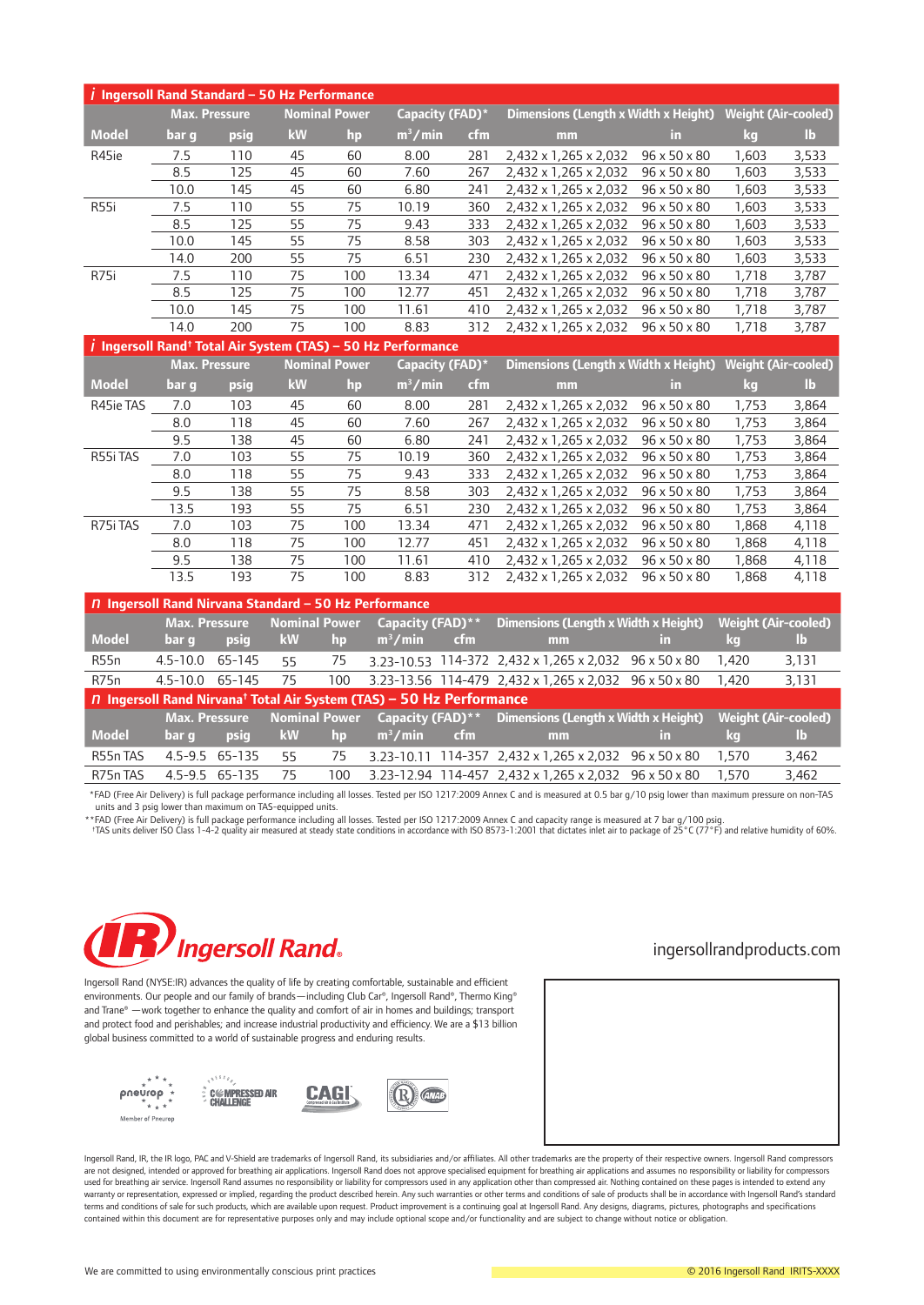## *i* Ingersoll Rand Standard – 50 Hz Performance

| Model | Max. Pressure | | Nominal Power | | Capacity (FAD)* | | Dimensions (Length x Width x Height) | | Weight (Air-cooled) | |
|---|---|---|---|---|---|---|---|---|---|---|
| | bar g | psig | kW | hp | $m^3/min$ | cfm | mm | in | kg | lb |
| R45ie | 7.5 | 110 | 45 | 60 | 8.00 | 281 | 2,432 x 1,265 x 2,032 | 96 x 50 x 80 | 1,603 | 3,533 |
| | 8.5 | 125 | 45 | 60 | 7.60 | 267 | 2,432 x 1,265 x 2,032 | 96 x 50 x 80 | 1,603 | 3,533 |
| | 10.0 | 145 | 45 | 60 | 6.80 | 241 | 2,432 x 1,265 x 2,032 | 96 x 50 x 80 | 1,603 | 3,533 |
| R55i | 7.5 | 110 | 55 | 75 | 10.19 | 360 | 2,432 x 1,265 x 2,032 | 96 x 50 x 80 | 1,603 | 3,533 |
| | 8.5 | 125 | 55 | 75 | 9.43 | 333 | 2,432 x 1,265 x 2,032 | 96 x 50 x 80 | 1,603 | 3,533 |
| | 10.0 | 145 | 55 | 75 | 8.58 | 303 | 2,432 x 1,265 x 2,032 | 96 x 50 x 80 | 1,603 | 3,533 |
| | 14.0 | 200 | 55 | 75 | 6.51 | 230 | 2,432 x 1,265 x 2,032 | 96 x 50 x 80 | 1,603 | 3,533 |
| R75i | 7.5 | 110 | 75 | 100 | 13.34 | 471 | 2,432 x 1,265 x 2,032 | 96 x 50 x 80 | 1,718 | 3,787 |
| | 8.5 | 125 | 75 | 100 | 12.77 | 451 | 2,432 x 1,265 x 2,032 | 96 x 50 x 80 | 1,718 | 3,787 |
| | 10.0 | 145 | 75 | 100 | 11.61 | 410 | 2,432 x 1,265 x 2,032 | 96 x 50 x 80 | 1,718 | 3,787 |
| | 14.0 | 200 | 75 | 100 | 8.83 | 312 | 2,432 x 1,265 x 2,032 | 96 x 50 x 80 | 1,718 | 3,787 |

## *i* Ingersoll Rand† Total Air System (TAS) – 50 Hz Performance

| Model | Max. Pressure | | Nominal Power | | Capacity (FAD)* | | Dimensions (Length x Width x Height) | | Weight (Air-cooled) | |
|---|---|---|---|---|---|---|---|---|---|---|
| | bar g | psig | kW | hp | $m^3/min$ | cfm | mm | in | kg | lb |
| R45ie TAS | 7.0 | 103 | 45 | 60 | 8.00 | 281 | 2,432 x 1,265 x 2,032 | 96 x 50 x 80 | 1,753 | 3,864 |
| | 8.0 | 118 | 45 | 60 | 7.60 | 267 | 2,432 x 1,265 x 2,032 | 96 x 50 x 80 | 1,753 | 3,864 |
| | 9.5 | 138 | 45 | 60 | 6.80 | 241 | 2,432 x 1,265 x 2,032 | 96 x 50 x 80 | 1,753 | 3,864 |
| R55i TAS | 7.0 | 103 | 55 | 75 | 10.19 | 360 | 2,432 x 1,265 x 2,032 | 96 x 50 x 80 | 1,753 | 3,864 |
| | 8.0 | 118 | 55 | 75 | 9.43 | 333 | 2,432 x 1,265 x 2,032 | 96 x 50 x 80 | 1,753 | 3,864 |
| | 9.5 | 138 | 55 | 75 | 8.58 | 303 | 2,432 x 1,265 x 2,032 | 96 x 50 x 80 | 1,753 | 3,864 |
| | 13.5 | 193 | 55 | 75 | 6.51 | 230 | 2,432 x 1,265 x 2,032 | 96 x 50 x 80 | 1,753 | 3,864 |
| R75i TAS | 7.0 | 103 | 75 | 100 | 13.34 | 471 | 2,432 x 1,265 x 2,032 | 96 x 50 x 80 | 1,868 | 4,118 |
| | 8.0 | 118 | 75 | 100 | 12.77 | 451 | 2,432 x 1,265 x 2,032 | 96 x 50 x 80 | 1,868 | 4,118 |
| | 9.5 | 138 | 75 | 100 | 11.61 | 410 | 2,432 x 1,265 x 2,032 | 96 x 50 x 80 | 1,868 | 4,118 |
| | 13.5 | 193 | 75 | 100 | 8.83 | 312 | 2,432 x 1,265 x 2,032 | 96 x 50 x 80 | 1,868 | 4,118 |

## *n* Ingersoll Rand Nirvana Standard – 50 Hz Performance

| Model | Max. Pressure | | Nominal Power | | Capacity (FAD)** | | Dimensions (Length x Width x Height) | | Weight (Air-cooled) | |
|---|---|---|---|---|---|---|---|---|---|---|
| | bar g | psig | kW | hp | $m^3/min$ | cfm | mm | in | kg | lb |
| R55n | 4.5-10.0 | 65-145 | 55 | 75 | 3.23-10.53 | 114-372 | 2,432 x 1,265 x 2,032 | 96 x 50 x 80 | 1,420 | 3,131 |
| R75n | 4.5-10.0 | 65-145 | 75 | 100 | 3.23-13.56 | 114-479 | 2,432 x 1,265 x 2,032 | 96 x 50 x 80 | 1,420 | 3,131 |

## *n* Ingersoll Rand Nirvana† Total Air System (TAS) – 50 Hz Performance

| Model | Max. Pressure | | Nominal Power | | Capacity (FAD)** | | Dimensions (Length x Width x Height) | | Weight (Air-cooled) | |
|---|---|---|---|---|---|---|---|---|---|---|
| | bar g | psig | kW | hp | $m^3/min$ | cfm | mm | in | kg | lb |
| R55n TAS | 4.5-9.5 | 65-135 | 55 | 75 | 3.23-10.11 | 114-357 | 2,432 x 1,265 x 2,032 | 96 x 50 x 80 | 1,570 | 3,462 |
| R75n TAS | 4.5-9.5 | 65-135 | 75 | 100 | 3.23-12.94 | 114-457 | 2,432 x 1,265 x 2,032 | 96 x 50 x 80 | 1,570 | 3,462 |

*FAD (Free Air Delivery) is full package performance including all losses. Tested per ISO 1217:2009 Annex C and is measured at 0.5 bar g/10 psig lower than maximum pressure on non-TAS units and 3 psig lower than maximum on TAS-equipped units.

**FAD (Free Air Delivery) is full package performance including all losses. Tested per ISO 1217:2009 Annex C and capacity range is measured at 7 bar g/100 psig.

†TAS units deliver ISO Class 1-4-2 quality air measured at steady state conditions in accordance with ISO 8573-1:2001 that dictates inlet air to package of 25°C (77°F) and relative humidity of 60%.

Ingersoll Rand

ingersollrandproducts.com

Ingersoll Rand (NYSE:IR) advances the quality of life by creating comfortable, sustainable and efficient environments. Our people and our family of brands—including Club Car®, Ingersoll Rand®, Thermo King® and Trane® —work together to enhance the quality and comfort of air in homes and buildings; transport and protect food and perishables; and increase industrial productivity and efficiency. We are a $13 billion global business committed to a world of sustainable progress and enduring results.

Member of Pneurop

Ingersoll Rand, IR, the IR logo, PAC and V-Shield are trademarks of Ingersoll Rand, its subsidiaries and/or affiliates. All other trademarks are the property of their respective owners. Ingersoll Rand compressors are not designed, intended or approved for breathing air applications. Ingersoll Rand does not approve specialised equipment for breathing air applications and assumes no responsibility or liability for compressors used for breathing air service. Ingersoll Rand assumes no responsibility or liability for compressors used in any application other than compressed air. Nothing contained on these pages is intended to extend any warranty or representation, expressed or implied, regarding the product described herein. Any such warranties or other terms and conditions of sale of products shall be in accordance with Ingersoll Rand's standard terms and conditions of sale for such products, which are available upon request. Product improvement is a continuing goal at Ingersoll Rand. Any designs, diagrams, pictures, photographs and specifications contained within this document are for representative purposes only and may include optional scope and/or functionality and are subject to change without notice or obligation.

We are committed to using environmentally conscious print practices

© 2016 Ingersoll Rand IRITS-XXXX